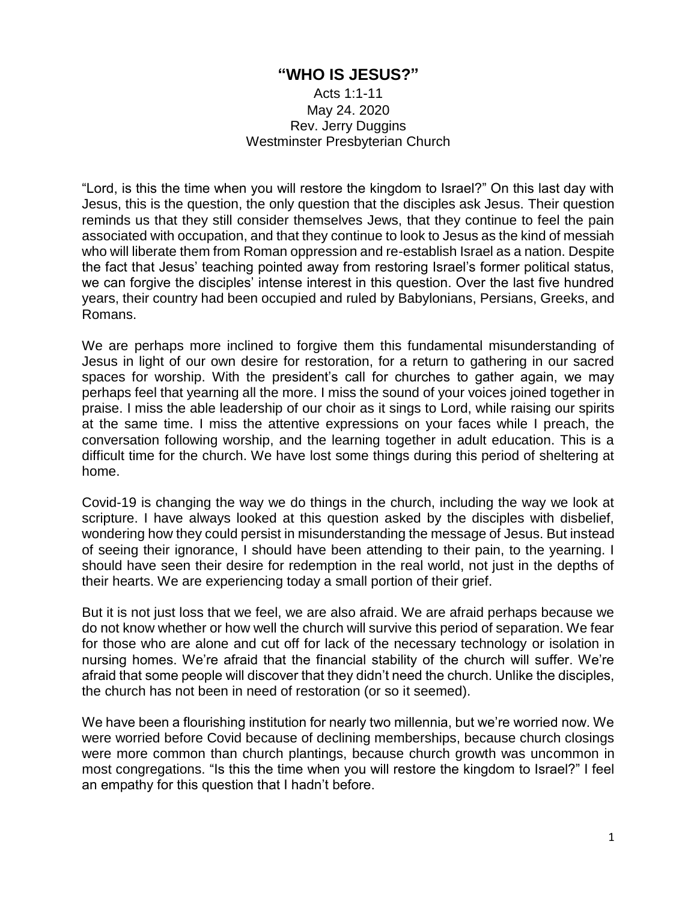# "WHO IS JESUS?"

Acts 1:1-11
May 24. 2020
Rev. Jerry Duggins
Westminster Presbyterian Church

"Lord, is this the time when you will restore the kingdom to Israel?" On this last day with Jesus, this is the question, the only question that the disciples ask Jesus. Their question reminds us that they still consider themselves Jews, that they continue to feel the pain associated with occupation, and that they continue to look to Jesus as the kind of messiah who will liberate them from Roman oppression and re-establish Israel as a nation. Despite the fact that Jesus' teaching pointed away from restoring Israel's former political status, we can forgive the disciples' intense interest in this question. Over the last five hundred years, their country had been occupied and ruled by Babylonians, Persians, Greeks, and Romans.

We are perhaps more inclined to forgive them this fundamental misunderstanding of Jesus in light of our own desire for restoration, for a return to gathering in our sacred spaces for worship. With the president's call for churches to gather again, we may perhaps feel that yearning all the more. I miss the sound of your voices joined together in praise. I miss the able leadership of our choir as it sings to Lord, while raising our spirits at the same time. I miss the attentive expressions on your faces while I preach, the conversation following worship, and the learning together in adult education. This is a difficult time for the church. We have lost some things during this period of sheltering at home.

Covid-19 is changing the way we do things in the church, including the way we look at scripture. I have always looked at this question asked by the disciples with disbelief, wondering how they could persist in misunderstanding the message of Jesus. But instead of seeing their ignorance, I should have been attending to their pain, to the yearning. I should have seen their desire for redemption in the real world, not just in the depths of their hearts. We are experiencing today a small portion of their grief.

But it is not just loss that we feel, we are also afraid. We are afraid perhaps because we do not know whether or how well the church will survive this period of separation. We fear for those who are alone and cut off for lack of the necessary technology or isolation in nursing homes. We're afraid that the financial stability of the church will suffer. We're afraid that some people will discover that they didn't need the church. Unlike the disciples, the church has not been in need of restoration (or so it seemed).

We have been a flourishing institution for nearly two millennia, but we're worried now. We were worried before Covid because of declining memberships, because church closings were more common than church plantings, because church growth was uncommon in most congregations. "Is this the time when you will restore the kingdom to Israel?" I feel an empathy for this question that I hadn't before.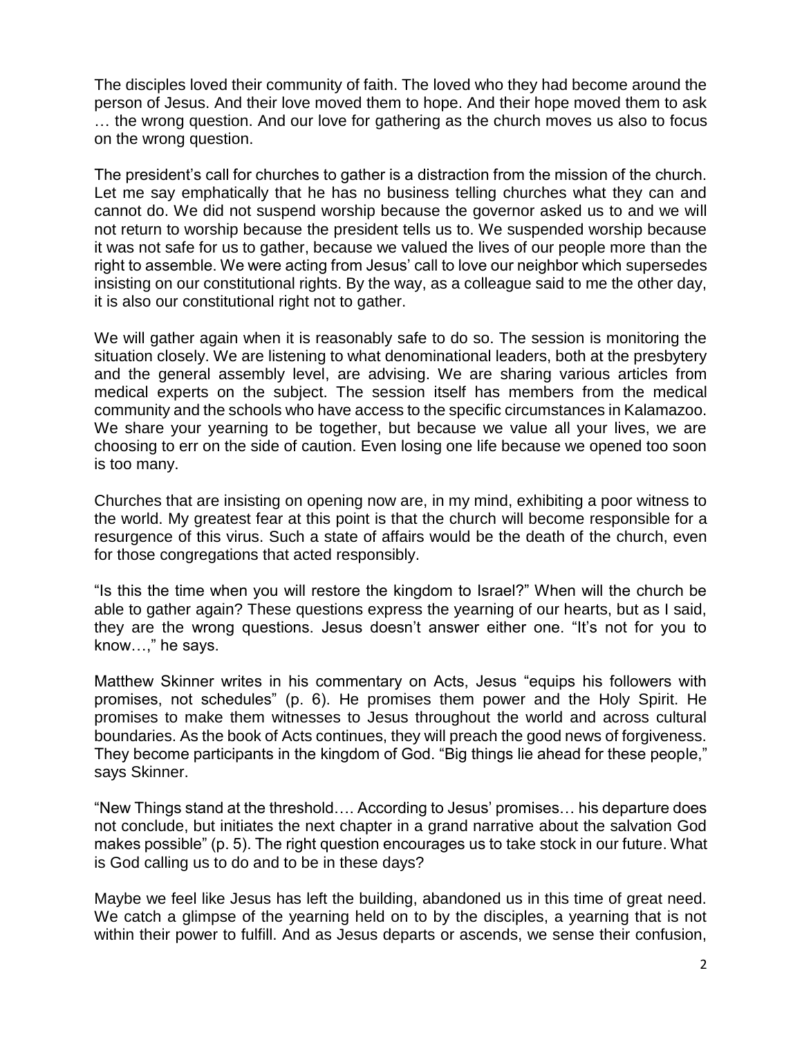The disciples loved their community of faith. The loved who they had become around the person of Jesus. And their love moved them to hope. And their hope moved them to ask … the wrong question. And our love for gathering as the church moves us also to focus on the wrong question.

The president's call for churches to gather is a distraction from the mission of the church. Let me say emphatically that he has no business telling churches what they can and cannot do. We did not suspend worship because the governor asked us to and we will not return to worship because the president tells us to. We suspended worship because it was not safe for us to gather, because we valued the lives of our people more than the right to assemble. We were acting from Jesus' call to love our neighbor which supersedes insisting on our constitutional rights. By the way, as a colleague said to me the other day, it is also our constitutional right not to gather.

We will gather again when it is reasonably safe to do so. The session is monitoring the situation closely. We are listening to what denominational leaders, both at the presbytery and the general assembly level, are advising. We are sharing various articles from medical experts on the subject. The session itself has members from the medical community and the schools who have access to the specific circumstances in Kalamazoo. We share your yearning to be together, but because we value all your lives, we are choosing to err on the side of caution. Even losing one life because we opened too soon is too many.

Churches that are insisting on opening now are, in my mind, exhibiting a poor witness to the world. My greatest fear at this point is that the church will become responsible for a resurgence of this virus. Such a state of affairs would be the death of the church, even for those congregations that acted responsibly.

"Is this the time when you will restore the kingdom to Israel?" When will the church be able to gather again? These questions express the yearning of our hearts, but as I said, they are the wrong questions. Jesus doesn't answer either one. "It's not for you to know…," he says.

Matthew Skinner writes in his commentary on Acts, Jesus "equips his followers with promises, not schedules" (p. 6). He promises them power and the Holy Spirit. He promises to make them witnesses to Jesus throughout the world and across cultural boundaries. As the book of Acts continues, they will preach the good news of forgiveness. They become participants in the kingdom of God. "Big things lie ahead for these people," says Skinner.

"New Things stand at the threshold…. According to Jesus' promises… his departure does not conclude, but initiates the next chapter in a grand narrative about the salvation God makes possible" (p. 5). The right question encourages us to take stock in our future. What is God calling us to do and to be in these days?

Maybe we feel like Jesus has left the building, abandoned us in this time of great need. We catch a glimpse of the yearning held on to by the disciples, a yearning that is not within their power to fulfill. And as Jesus departs or ascends, we sense their confusion,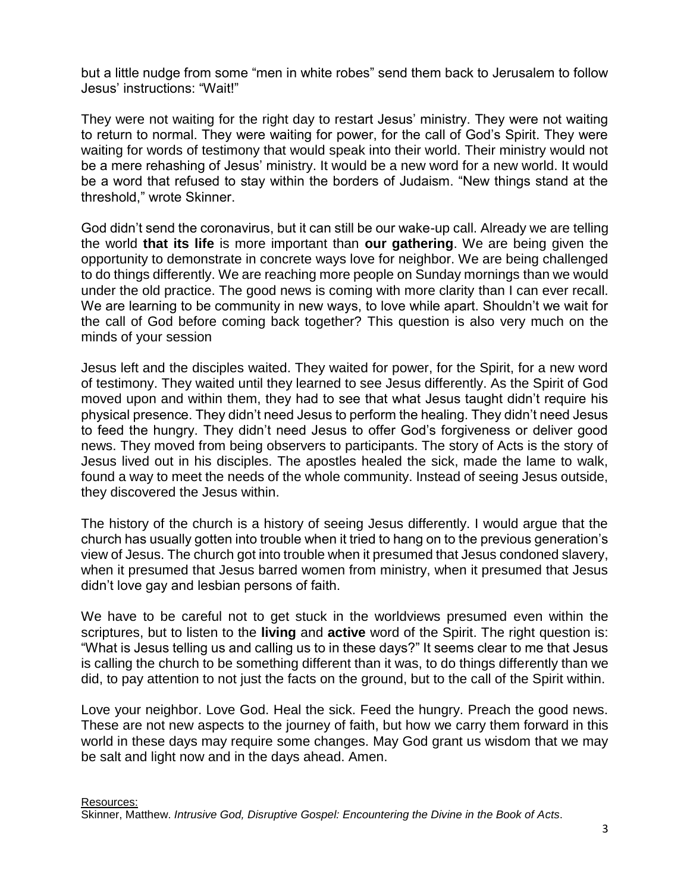but a little nudge from some “men in white robes” send them back to Jerusalem to follow Jesus’ instructions: “Wait!”

They were not waiting for the right day to restart Jesus’ ministry. They were not waiting to return to normal. They were waiting for power, for the call of God’s Spirit. They were waiting for words of testimony that would speak into their world. Their ministry would not be a mere rehashing of Jesus’ ministry. It would be a new word for a new world. It would be a word that refused to stay within the borders of Judaism. “New things stand at the threshold,” wrote Skinner.

God didn’t send the coronavirus, but it can still be our wake-up call. Already we are telling the world **that its life** is more important than **our gathering**. We are being given the opportunity to demonstrate in concrete ways love for neighbor. We are being challenged to do things differently. We are reaching more people on Sunday mornings than we would under the old practice. The good news is coming with more clarity than I can ever recall. We are learning to be community in new ways, to love while apart. Shouldn’t we wait for the call of God before coming back together? This question is also very much on the minds of your session

Jesus left and the disciples waited. They waited for power, for the Spirit, for a new word of testimony. They waited until they learned to see Jesus differently. As the Spirit of God moved upon and within them, they had to see that what Jesus taught didn’t require his physical presence. They didn’t need Jesus to perform the healing. They didn’t need Jesus to feed the hungry. They didn’t need Jesus to offer God’s forgiveness or deliver good news. They moved from being observers to participants. The story of Acts is the story of Jesus lived out in his disciples. The apostles healed the sick, made the lame to walk, found a way to meet the needs of the whole community. Instead of seeing Jesus outside, they discovered the Jesus within.

The history of the church is a history of seeing Jesus differently. I would argue that the church has usually gotten into trouble when it tried to hang on to the previous generation’s view of Jesus. The church got into trouble when it presumed that Jesus condoned slavery, when it presumed that Jesus barred women from ministry, when it presumed that Jesus didn’t love gay and lesbian persons of faith.

We have to be careful not to get stuck in the worldviews presumed even within the scriptures, but to listen to the **living** and **active** word of the Spirit. The right question is: “What is Jesus telling us and calling us to in these days?” It seems clear to me that Jesus is calling the church to be something different than it was, to do things differently than we did, to pay attention to not just the facts on the ground, but to the call of the Spirit within.

Love your neighbor. Love God. Heal the sick. Feed the hungry. Preach the good news. These are not new aspects to the journey of faith, but how we carry them forward in this world in these days may require some changes. May God grant us wisdom that we may be salt and light now and in the days ahead. Amen.

Resources:
Skinner, Matthew. *Intrusive God, Disruptive Gospel: Encountering the Divine in the Book of Acts*.